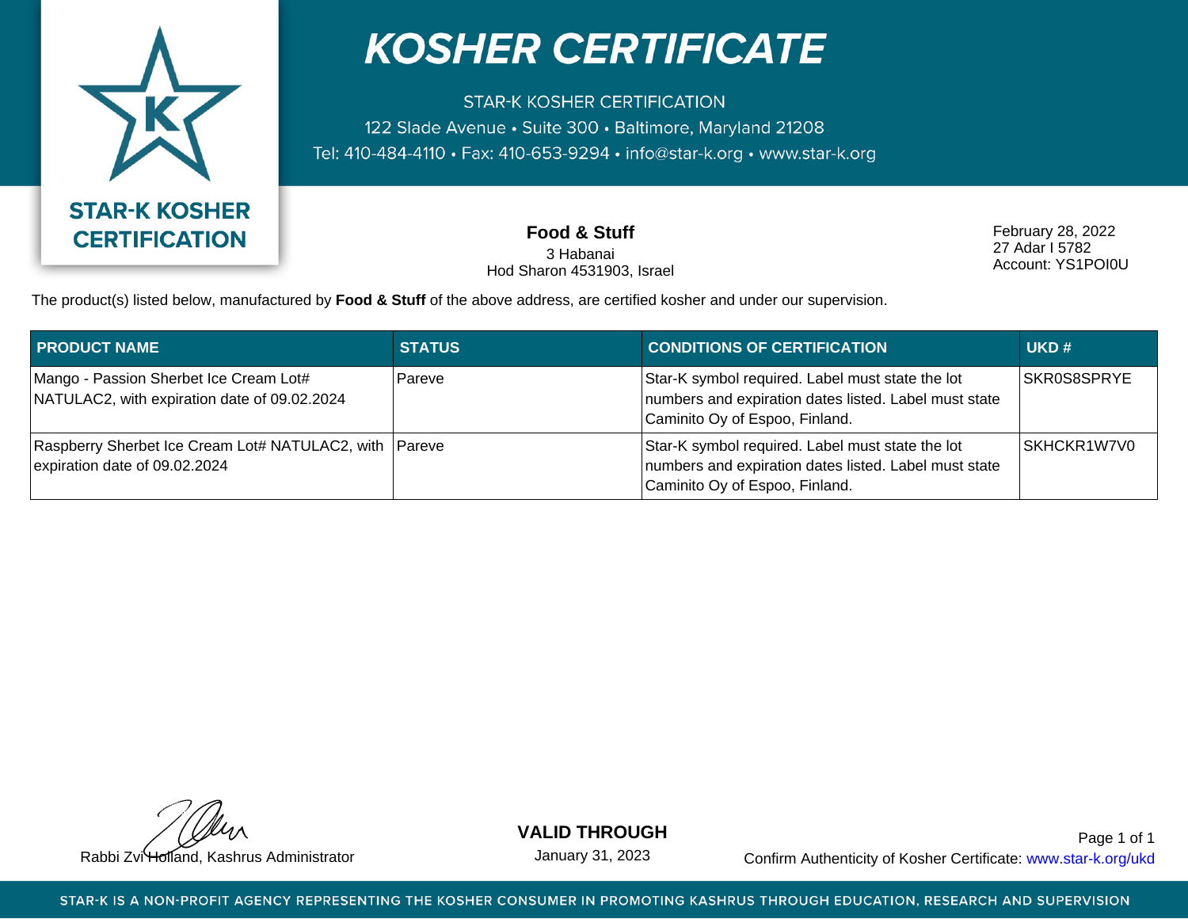# KOSHER CERTIFICATE

STAR-K KOSHER CERTIFICATION
122 Slade Avenue • Suite 300 • Baltimore, Maryland 21208
Tel: 410-484-4110 • Fax: 410-653-9294 • info@star-k.org • www.star-k.org

**STAR-K KOSHER CERTIFICATION**

**Food & Stuff**
3 Habanai
Hod Sharon 4531903, Israel

February 28, 2022
27 Adar I 5782
Account: YS1POI0U

The product(s) listed below, manufactured by **Food & Stuff** of the above address, are certified kosher and under our supervision.

| PRODUCT NAME | STATUS | CONDITIONS OF CERTIFICATION | UKD # |
|---|---|---|---|
| Mango - Passion Sherbet Ice Cream Lot# NATULAC2, with expiration date of 09.02.2024 | Pareve | Star-K symbol required. Label must state the lot numbers and expiration dates listed. Label must state Caminito Oy of Espoo, Finland. | SKR0S8SPRYE |
| Raspberry Sherbet Ice Cream Lot# NATULAC2, with expiration date of 09.02.2024 | Pareve | Star-K symbol required. Label must state the lot numbers and expiration dates listed. Label must state Caminito Oy of Espoo, Finland. | SKHCKR1W7V0 |

Rabbi Zvi Holland, Kashrus Administrator

**VALID THROUGH**
January 31, 2023

Confirm Authenticity of Kosher Certificate: www.star-k.org/ukd

STAR-K IS A NON-PROFIT AGENCY REPRESENTING THE KOSHER CONSUMER IN PROMOTING KASHRUS THROUGH EDUCATION, RESEARCH AND SUPERVISION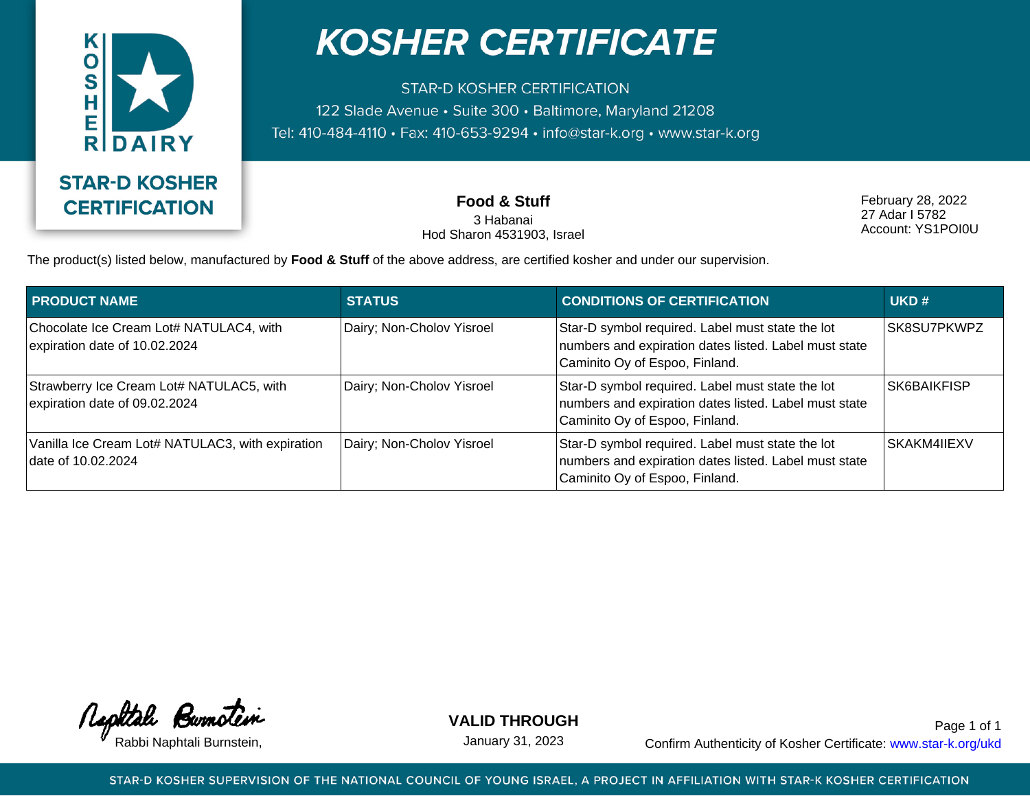# KOSHER CERTIFICATE

STAR-D KOSHER CERTIFICATION
122 Slade Avenue • Suite 300 • Baltimore, Maryland 21208
Tel: 410-484-4110 • Fax: 410-653-9294 • info@star-k.org • www.star-k.org

STAR-D KOSHER CERTIFICATION

**Food & Stuff**
3 Habanai
Hod Sharon 4531903, Israel

February 28, 2022
27 Adar I 5782
Account: YS1POI0U

The product(s) listed below, manufactured by **Food & Stuff** of the above address, are certified kosher and under our supervision.

| PRODUCT NAME | STATUS | CONDITIONS OF CERTIFICATION | UKD # |
|---|---|---|---|
| Chocolate Ice Cream Lot# NATULAC4, with expiration date of 10.02.2024 | Dairy; Non-Cholov Yisroel | Star-D symbol required. Label must state the lot numbers and expiration dates listed. Label must state Caminito Oy of Espoo, Finland. | SK8SU7PKWPZ |
| Strawberry Ice Cream Lot# NATULAC5, with expiration date of 09.02.2024 | Dairy; Non-Cholov Yisroel | Star-D symbol required. Label must state the lot numbers and expiration dates listed. Label must state Caminito Oy of Espoo, Finland. | SK6BAIKFISP |
| Vanilla Ice Cream Lot# NATULAC3, with expiration date of 10.02.2024 | Dairy; Non-Cholov Yisroel | Star-D symbol required. Label must state the lot numbers and expiration dates listed. Label must state Caminito Oy of Espoo, Finland. | SKAKM4IIEXV |

Rabbi Naphtali Burnstein,

**VALID THROUGH**
January 31, 2023

Confirm Authenticity of Kosher Certificate: www.star-k.org/ukd

STAR-D KOSHER SUPERVISION OF THE NATIONAL COUNCIL OF YOUNG ISRAEL, A PROJECT IN AFFILIATION WITH STAR-K KOSHER CERTIFICATION